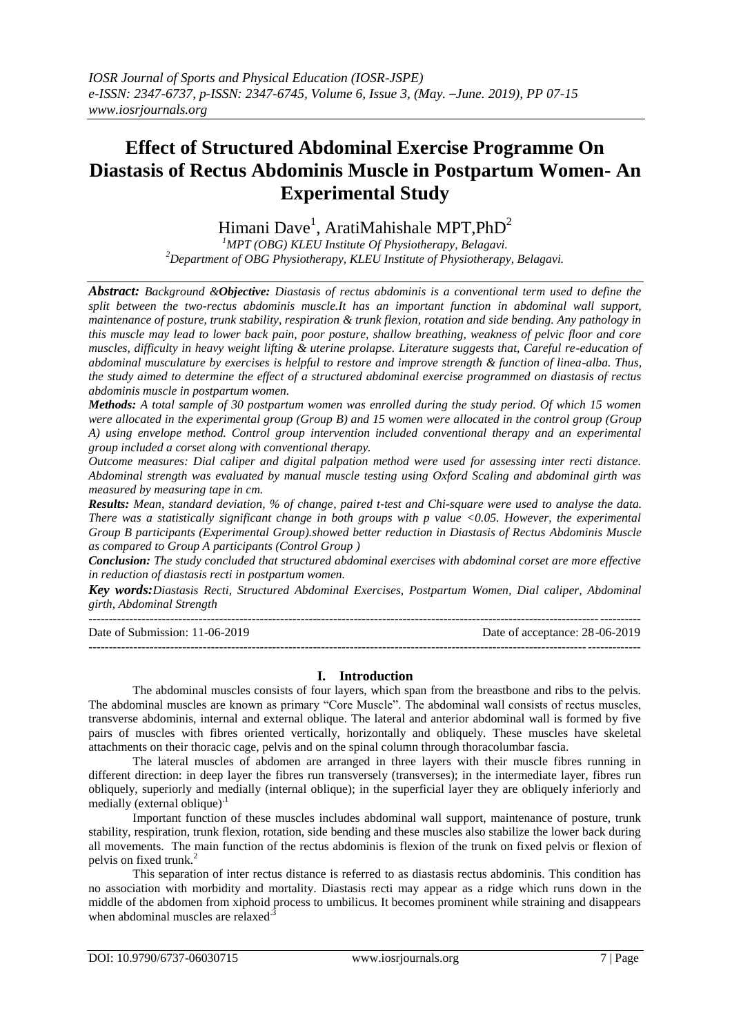# Effect of Structured Abdominal Exercise Programme On Diastasis of Rectus Abdominis Muscle in Postpartum Women- An Experimental Study

Himani Dave[1], AratiMahishale MPT,PhD[2]

[1]MPT (OBG) KLEU Institute Of Physiotherapy, Belagavi.
[2]Department of OBG Physiotherapy, KLEU Institute of Physiotherapy, Belagavi.

***Abstract:*** *Background &**Objective:** Diastasis of rectus abdominis is a conventional term used to define the split between the two-rectus abdominis muscle.It has an important function in abdominal wall support, maintenance of posture, trunk stability, respiration & trunk flexion, rotation and side bending. Any pathology in this muscle may lead to lower back pain, poor posture, shallow breathing, weakness of pelvic floor and core muscles, difficulty in heavy weight lifting & uterine prolapse. Literature suggests that, Careful re-education of abdominal musculature by exercises is helpful to restore and improve strength & function of linea-alba. Thus, the study aimed to determine the effect of a structured abdominal exercise programmed on diastasis of rectus abdominis muscle in postpartum women.*

***Methods:*** *A total sample of 30 postpartum women was enrolled during the study period. Of which 15 women were allocated in the experimental group (Group B) and 15 women were allocated in the control group (Group A) using envelope method. Control group intervention included conventional therapy and an experimental group included a corset along with conventional therapy.*

*Outcome measures: Dial caliper and digital palpation method were used for assessing inter recti distance. Abdominal strength was evaluated by manual muscle testing using Oxford Scaling and abdominal girth was measured by measuring tape in cm.*

***Results:*** *Mean, standard deviation, % of change, paired t-test and Chi-square were used to analyse the data. There was a statistically significant change in both groups with p value <0.05. However, the experimental Group B participants (Experimental Group).showed better reduction in Diastasis of Rectus Abdominis Muscle as compared to Group A participants (Control Group )*

***Conclusion:*** *The study concluded that structured abdominal exercises with abdominal corset are more effective in reduction of diastasis recti in postpartum women.*

***Key words:*** *Diastasis Recti, Structured Abdominal Exercises, Postpartum Women, Dial caliper, Abdominal girth, Abdominal Strength*

Date of Submission: 11-06-2019 — Date of acceptance: 28-06-2019

## I. Introduction

The abdominal muscles consists of four layers, which span from the breastbone and ribs to the pelvis. The abdominal muscles are known as primary "Core Muscle". The abdominal wall consists of rectus muscles, transverse abdominis, internal and external oblique. The lateral and anterior abdominal wall is formed by five pairs of muscles with fibres oriented vertically, horizontally and obliquely. These muscles have skeletal attachments on their thoracic cage, pelvis and on the spinal column through thoracolumbar fascia.

The lateral muscles of abdomen are arranged in three layers with their muscle fibres running in different direction: in deep layer the fibres run transversely (transverses); in the intermediate layer, fibres run obliquely, superiorly and medially (internal oblique); in the superficial layer they are obliquely inferiorly and medially (external oblique)[1]

Important function of these muscles includes abdominal wall support, maintenance of posture, trunk stability, respiration, trunk flexion, rotation, side bending and these muscles also stabilize the lower back during all movements. The main function of the rectus abdominis is flexion of the trunk on fixed pelvis or flexion of pelvis on fixed trunk.[2]

This separation of inter rectus distance is referred to as diastasis rectus abdominis. This condition has no association with morbidity and mortality. Diastasis recti may appear as a ridge which runs down in the middle of the abdomen from xiphoid process to umbilicus. It becomes prominent while straining and disappears when abdominal muscles are relaxed[3]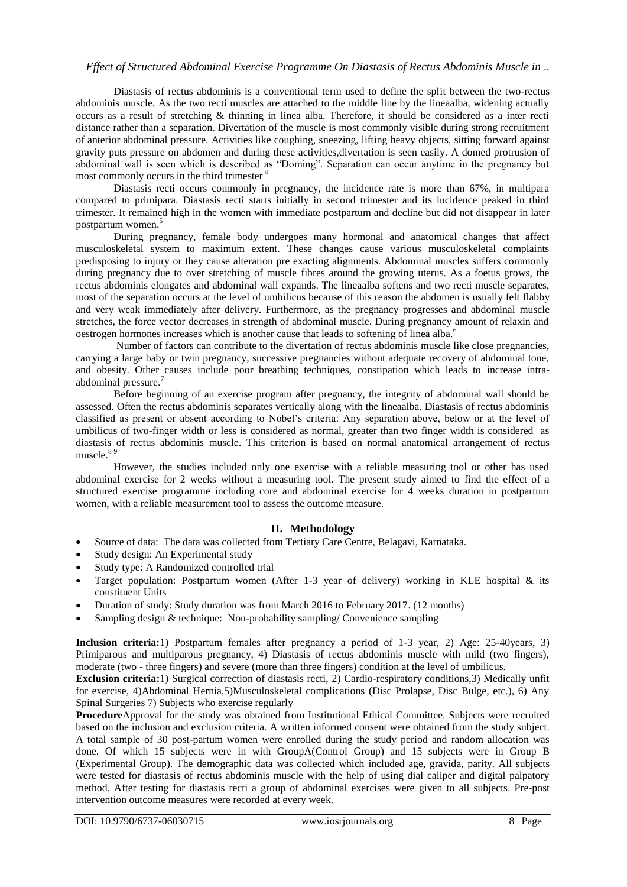Diastasis of rectus abdominis is a conventional term used to define the split between the two-rectus abdominis muscle. As the two recti muscles are attached to the middle line by the lineaalba, widening actually occurs as a result of stretching & thinning in linea alba. Therefore, it should be considered as a inter recti distance rather than a separation. Divertation of the muscle is most commonly visible during strong recruitment of anterior abdominal pressure. Activities like coughing, sneezing, lifting heavy objects, sitting forward against gravity puts pressure on abdomen and during these activities,divertation is seen easily. A domed protrusion of abdominal wall is seen which is described as "Doming". Separation can occur anytime in the pregnancy but most commonly occurs in the third trimester.[4]

Diastasis recti occurs commonly in pregnancy, the incidence rate is more than 67%, in multipara compared to primipara. Diastasis recti starts initially in second trimester and its incidence peaked in third trimester. It remained high in the women with immediate postpartum and decline but did not disappear in later postpartum women.[5]

During pregnancy, female body undergoes many hormonal and anatomical changes that affect musculoskeletal system to maximum extent. These changes cause various musculoskeletal complaints predisposing to injury or they cause alteration pre exacting alignments. Abdominal muscles suffers commonly during pregnancy due to over stretching of muscle fibres around the growing uterus. As a foetus grows, the rectus abdominis elongates and abdominal wall expands. The lineaalba softens and two recti muscle separates, most of the separation occurs at the level of umbilicus because of this reason the abdomen is usually felt flabby and very weak immediately after delivery. Furthermore, as the pregnancy progresses and abdominal muscle stretches, the force vector decreases in strength of abdominal muscle. During pregnancy amount of relaxin and oestrogen hormones increases which is another cause that leads to softening of linea alba.[6]

Number of factors can contribute to the divertation of rectus abdominis muscle like close pregnancies, carrying a large baby or twin pregnancy, successive pregnancies without adequate recovery of abdominal tone, and obesity. Other causes include poor breathing techniques, constipation which leads to increase intra-abdominal pressure.[7]

Before beginning of an exercise program after pregnancy, the integrity of abdominal wall should be assessed. Often the rectus abdominis separates vertically along with the lineaalba. Diastasis of rectus abdominis classified as present or absent according to Nobel's criteria: Any separation above, below or at the level of umbilicus of two-finger width or less is considered as normal, greater than two finger width is considered as diastasis of rectus abdominis muscle. This criterion is based on normal anatomical arrangement of rectus muscle.[8-9]

However, the studies included only one exercise with a reliable measuring tool or other has used abdominal exercise for 2 weeks without a measuring tool. The present study aimed to find the effect of a structured exercise programme including core and abdominal exercise for 4 weeks duration in postpartum women, with a reliable measurement tool to assess the outcome measure.

## II. Methodology

- Source of data: The data was collected from Tertiary Care Centre, Belagavi, Karnataka.
- Study design: An Experimental study
- Study type: A Randomized controlled trial
- Target population: Postpartum women (After 1-3 year of delivery) working in KLE hospital & its constituent Units
- Duration of study: Study duration was from March 2016 to February 2017. (12 months)
- Sampling design & technique: Non-probability sampling/ Convenience sampling

**Inclusion criteria:**1) Postpartum females after pregnancy a period of 1-3 year, 2) Age: 25-40years, 3) Primiparous and multiparous pregnancy, 4) Diastasis of rectus abdominis muscle with mild (two fingers), moderate (two - three fingers) and severe (more than three fingers) condition at the level of umbilicus.

**Exclusion criteria:**1) Surgical correction of diastasis recti, 2) Cardio-respiratory conditions,3) Medically unfit for exercise, 4)Abdominal Hernia,5)Musculoskeletal complications (Disc Prolapse, Disc Bulge, etc.), 6) Any Spinal Surgeries 7) Subjects who exercise regularly

**Procedure**Approval for the study was obtained from Institutional Ethical Committee. Subjects were recruited based on the inclusion and exclusion criteria. A written informed consent were obtained from the study subject. A total sample of 30 post-partum women were enrolled during the study period and random allocation was done. Of which 15 subjects were in with GroupA(Control Group) and 15 subjects were in Group B (Experimental Group). The demographic data was collected which included age, gravida, parity. All subjects were tested for diastasis of rectus abdominis muscle with the help of using dial caliper and digital palpatory method. After testing for diastasis recti a group of abdominal exercises were given to all subjects. Pre-post intervention outcome measures were recorded at every week.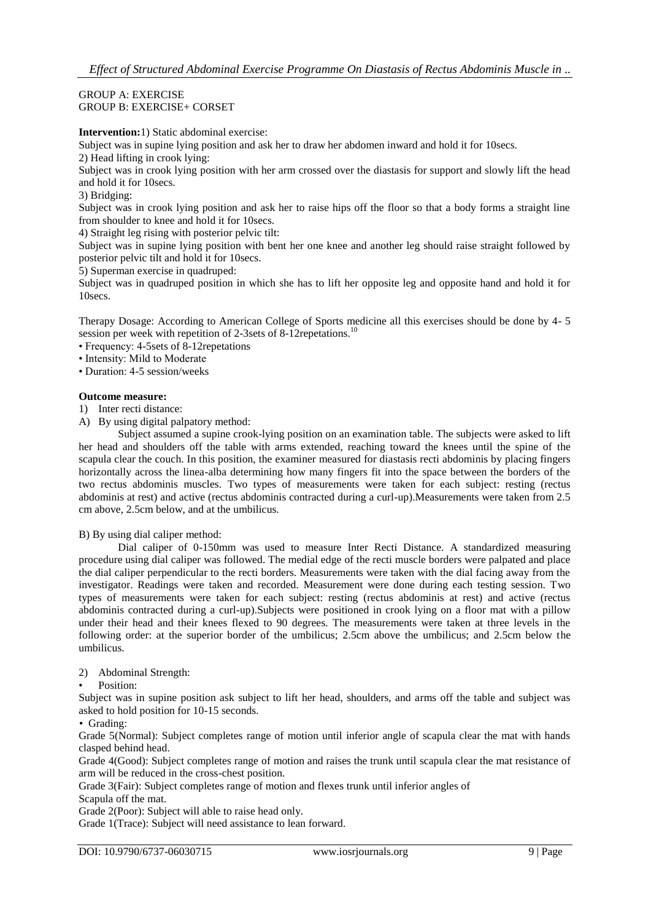GROUP A: EXERCISE
GROUP B: EXERCISE+ CORSET

**Intervention:**1) Static abdominal exercise:

Subject was in supine lying position and ask her to draw her abdomen inward and hold it for 10secs.

2) Head lifting in crook lying:

Subject was in crook lying position with her arm crossed over the diastasis for support and slowly lift the head and hold it for 10secs.

3) Bridging:

Subject was in crook lying position and ask her to raise hips off the floor so that a body forms a straight line from shoulder to knee and hold it for 10secs.

4) Straight leg rising with posterior pelvic tilt:

Subject was in supine lying position with bent her one knee and another leg should raise straight followed by posterior pelvic tilt and hold it for 10secs.

5) Superman exercise in quadruped:

Subject was in quadruped position in which she has to lift her opposite leg and opposite hand and hold it for 10secs.

Therapy Dosage: According to American College of Sports medicine all this exercises should be done by 4- 5 session per week with repetition of 2-3sets of 8-12repetations.[10]

- Frequency: 4-5sets of 8-12repetations
- Intensity: Mild to Moderate
- Duration: 4-5 session/weeks

**Outcome measure:**

1) Inter recti distance:

A) By using digital palpatory method:

Subject assumed a supine crook-lying position on an examination table. The subjects were asked to lift her head and shoulders off the table with arms extended, reaching toward the knees until the spine of the scapula clear the couch. In this position, the examiner measured for diastasis recti abdominis by placing fingers horizontally across the linea-alba determining how many fingers fit into the space between the borders of the two rectus abdominis muscles. Two types of measurements were taken for each subject: resting (rectus abdominis at rest) and active (rectus abdominis contracted during a curl-up).Measurements were taken from 2.5 cm above, 2.5cm below, and at the umbilicus.

B) By using dial caliper method:

Dial caliper of 0-150mm was used to measure Inter Recti Distance. A standardized measuring procedure using dial caliper was followed. The medial edge of the recti muscle borders were palpated and place the dial caliper perpendicular to the recti borders. Measurements were taken with the dial facing away from the investigator. Readings were taken and recorded. Measurement were done during each testing session. Two types of measurements were taken for each subject: resting (rectus abdominis at rest) and active (rectus abdominis contracted during a curl-up).Subjects were positioned in crook lying on a floor mat with a pillow under their head and their knees flexed to 90 degrees. The measurements were taken at three levels in the following order: at the superior border of the umbilicus; 2.5cm above the umbilicus; and 2.5cm below the umbilicus.

2) Abdominal Strength:

- Position:

Subject was in supine position ask subject to lift her head, shoulders, and arms off the table and subject was asked to hold position for 10-15 seconds.

- Grading:

Grade 5(Normal): Subject completes range of motion until inferior angle of scapula clear the mat with hands clasped behind head.

Grade 4(Good): Subject completes range of motion and raises the trunk until scapula clear the mat resistance of arm will be reduced in the cross-chest position.

Grade 3(Fair): Subject completes range of motion and flexes trunk until inferior angles of Scapula off the mat.

Grade 2(Poor): Subject will able to raise head only.

Grade 1(Trace): Subject will need assistance to lean forward.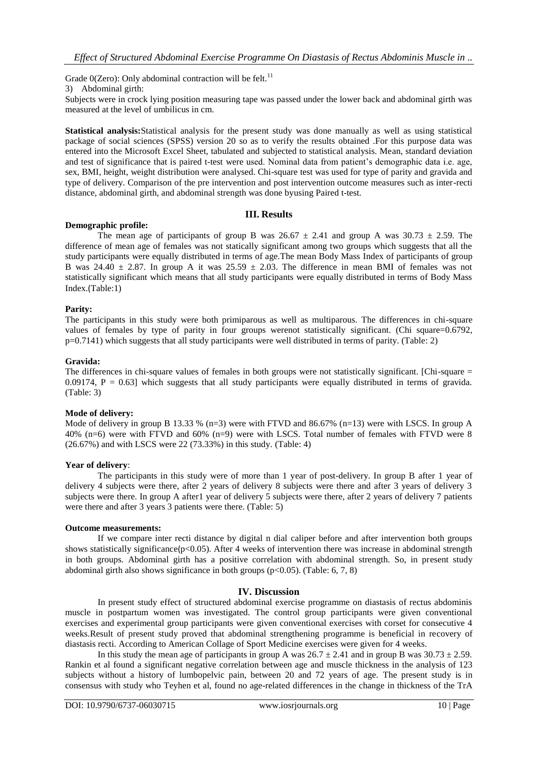Grade 0(Zero): Only abdominal contraction will be felt.[11]

3) Abdominal girth:

Subjects were in crock lying position measuring tape was passed under the lower back and abdominal girth was measured at the level of umbilicus in cm.

**Statistical analysis:** Statistical analysis for the present study was done manually as well as using statistical package of social sciences (SPSS) version 20 so as to verify the results obtained .For this purpose data was entered into the Microsoft Excel Sheet, tabulated and subjected to statistical analysis. Mean, standard deviation and test of significance that is paired t-test were used. Nominal data from patient's demographic data i.e. age, sex, BMI, height, weight distribution were analysed. Chi-square test was used for type of parity and gravida and type of delivery. Comparison of the pre intervention and post intervention outcome measures such as inter-recti distance, abdominal girth, and abdominal strength was done byusing Paired t-test.

## III. Results

**Demographic profile:**

The mean age of participants of group B was $26.67 \pm 2.41$ and group A was $30.73 \pm 2.59$. The difference of mean age of females was not statically significant among two groups which suggests that all the study participants were equally distributed in terms of age.The mean Body Mass Index of participants of group B was $24.40 \pm 2.87$. In group A it was $25.59 \pm 2.03$. The difference in mean BMI of females was not statistically significant which means that all study participants were equally distributed in terms of Body Mass Index.(Table:1)

**Parity:**

The participants in this study were both primiparous as well as multiparous. The differences in chi-square values of females by type of parity in four groups werenot statistically significant. (Chi square=0.6792, p=0.7141) which suggests that all study participants were well distributed in terms of parity. (Table: 2)

**Gravida:**

The differences in chi-square values of females in both groups were not statistically significant. [Chi-square = 0.09174, P = 0.63] which suggests that all study participants were equally distributed in terms of gravida. (Table: 3)

**Mode of delivery:**

Mode of delivery in group B 13.33 % (n=3) were with FTVD and 86.67% (n=13) were with LSCS. In group A 40% (n=6) were with FTVD and 60% (n=9) were with LSCS. Total number of females with FTVD were 8 (26.67%) and with LSCS were 22 (73.33%) in this study. (Table: 4)

**Year of delivery**:

The participants in this study were of more than 1 year of post-delivery. In group B after 1 year of delivery 4 subjects were there, after 2 years of delivery 8 subjects were there and after 3 years of delivery 3 subjects were there. In group A after1 year of delivery 5 subjects were there, after 2 years of delivery 7 patients were there and after 3 years 3 patients were there. (Table: 5)

**Outcome measurements:**

If we compare inter recti distance by digital n dial caliper before and after intervention both groups shows statistically significance($p<0.05$). After 4 weeks of intervention there was increase in abdominal strength in both groups. Abdominal girth has a positive correlation with abdominal strength. So, in present study abdominal girth also shows significance in both groups ($p<0.05$). (Table: 6, 7, 8)

## IV. Discussion

In present study effect of structured abdominal exercise programme on diastasis of rectus abdominis muscle in postpartum women was investigated. The control group participants were given conventional exercises and experimental group participants were given conventional exercises with corset for consecutive 4 weeks.Result of present study proved that abdominal strengthening programme is beneficial in recovery of diastasis recti. According to American Collage of Sport Medicine exercises were given for 4 weeks.

In this study the mean age of participants in group A was $26.7 \pm 2.41$ and in group B was $30.73 \pm 2.59$. Rankin et al found a significant negative correlation between age and muscle thickness in the analysis of 123 subjects without a history of lumbopelvic pain, between 20 and 72 years of age. The present study is in consensus with study who Teyhen et al, found no age-related differences in the change in thickness of the TrA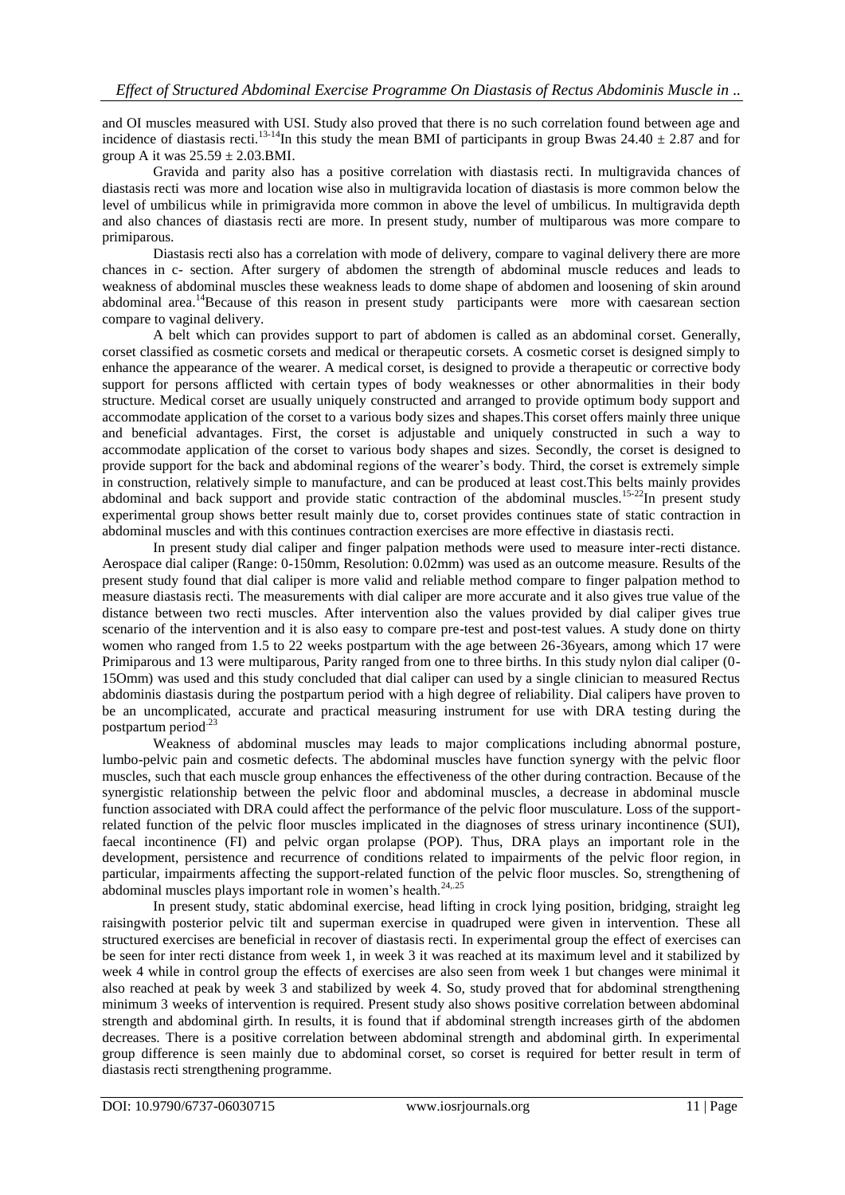and OI muscles measured with USI. Study also proved that there is no such correlation found between age and incidence of diastasis recti.[13-14]In this study the mean BMI of participants in group Bwas 24.40 ± 2.87 and for group A it was 25.59 ± 2.03.BMI.

Gravida and parity also has a positive correlation with diastasis recti. In multigravida chances of diastasis recti was more and location wise also in multigravida location of diastasis is more common below the level of umbilicus while in primigravida more common in above the level of umbilicus. In multigravida depth and also chances of diastasis recti are more. In present study, number of multiparous was more compare to primiparous.

Diastasis recti also has a correlation with mode of delivery, compare to vaginal delivery there are more chances in c- section. After surgery of abdomen the strength of abdominal muscle reduces and leads to weakness of abdominal muscles these weakness leads to dome shape of abdomen and loosening of skin around abdominal area.[14]Because of this reason in present study participants were more with caesarean section compare to vaginal delivery.

A belt which can provides support to part of abdomen is called as an abdominal corset. Generally, corset classified as cosmetic corsets and medical or therapeutic corsets. A cosmetic corset is designed simply to enhance the appearance of the wearer. A medical corset, is designed to provide a therapeutic or corrective body support for persons afflicted with certain types of body weaknesses or other abnormalities in their body structure. Medical corset are usually uniquely constructed and arranged to provide optimum body support and accommodate application of the corset to a various body sizes and shapes.This corset offers mainly three unique and beneficial advantages. First, the corset is adjustable and uniquely constructed in such a way to accommodate application of the corset to various body shapes and sizes. Secondly, the corset is designed to provide support for the back and abdominal regions of the wearer's body. Third, the corset is extremely simple in construction, relatively simple to manufacture, and can be produced at least cost.This belts mainly provides abdominal and back support and provide static contraction of the abdominal muscles.[15-22]In present study experimental group shows better result mainly due to, corset provides continues state of static contraction in abdominal muscles and with this continues contraction exercises are more effective in diastasis recti.

In present study dial caliper and finger palpation methods were used to measure inter-recti distance. Aerospace dial caliper (Range: 0-150mm, Resolution: 0.02mm) was used as an outcome measure. Results of the present study found that dial caliper is more valid and reliable method compare to finger palpation method to measure diastasis recti. The measurements with dial caliper are more accurate and it also gives true value of the distance between two recti muscles. After intervention also the values provided by dial caliper gives true scenario of the intervention and it is also easy to compare pre-test and post-test values. A study done on thirty women who ranged from 1.5 to 22 weeks postpartum with the age between 26-36years, among which 17 were Primiparous and 13 were multiparous, Parity ranged from one to three births. In this study nylon dial caliper (0-15Omm) was used and this study concluded that dial caliper can used by a single clinician to measured Rectus abdominis diastasis during the postpartum period with a high degree of reliability. Dial calipers have proven to be an uncomplicated, accurate and practical measuring instrument for use with DRA testing during the postpartum period[23]

Weakness of abdominal muscles may leads to major complications including abnormal posture, lumbo-pelvic pain and cosmetic defects. The abdominal muscles have function synergy with the pelvic floor muscles, such that each muscle group enhances the effectiveness of the other during contraction. Because of the synergistic relationship between the pelvic floor and abdominal muscles, a decrease in abdominal muscle function associated with DRA could affect the performance of the pelvic floor musculature. Loss of the support-related function of the pelvic floor muscles implicated in the diagnoses of stress urinary incontinence (SUI), faecal incontinence (FI) and pelvic organ prolapse (POP). Thus, DRA plays an important role in the development, persistence and recurrence of conditions related to impairments of the pelvic floor region, in particular, impairments affecting the support-related function of the pelvic floor muscles. So, strengthening of abdominal muscles plays important role in women's health.[24,25]

In present study, static abdominal exercise, head lifting in crock lying position, bridging, straight leg raisingwith posterior pelvic tilt and superman exercise in quadruped were given in intervention. These all structured exercises are beneficial in recover of diastasis recti. In experimental group the effect of exercises can be seen for inter recti distance from week 1, in week 3 it was reached at its maximum level and it stabilized by week 4 while in control group the effects of exercises are also seen from week 1 but changes were minimal it also reached at peak by week 3 and stabilized by week 4. So, study proved that for abdominal strengthening minimum 3 weeks of intervention is required. Present study also shows positive correlation between abdominal strength and abdominal girth. In results, it is found that if abdominal strength increases girth of the abdomen decreases. There is a positive correlation between abdominal strength and abdominal girth. In experimental group difference is seen mainly due to abdominal corset, so corset is required for better result in term of diastasis recti strengthening programme.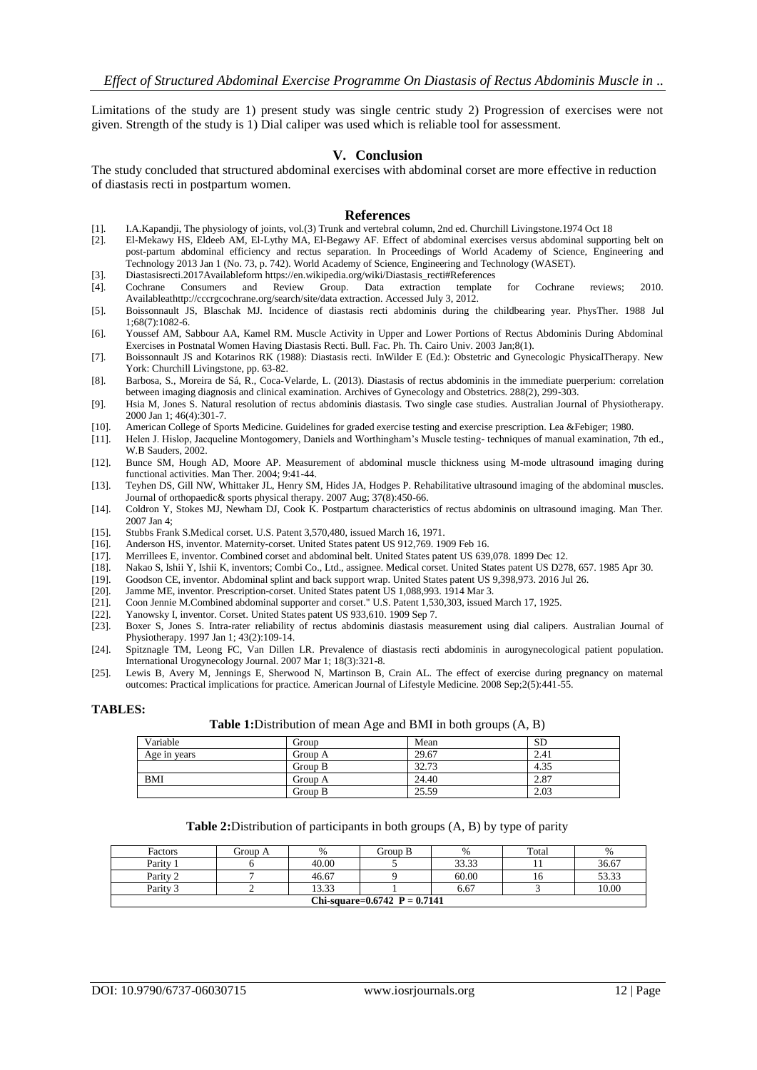Limitations of the study are 1) present study was single centric study 2) Progression of exercises were not given. Strength of the study is 1) Dial caliper was used which is reliable tool for assessment.

## V. Conclusion

The study concluded that structured abdominal exercises with abdominal corset are more effective in reduction of diastasis recti in postpartum women.

## References

[1]. I.A.Kapandji, The physiology of joints, vol.(3) Trunk and vertebral column, 2nd ed. Churchill Livingstone.1974 Oct 18
[2]. El-Mekawy HS, Eldeeb AM, El-Lythy MA, El-Begawy AF. Effect of abdominal exercises versus abdominal supporting belt on post-partum abdominal efficiency and rectus separation. In Proceedings of World Academy of Science, Engineering and Technology 2013 Jan 1 (No. 73, p. 742). World Academy of Science, Engineering and Technology (WASET).
[3]. Diastasisrecti.2017Availableform https://en.wikipedia.org/wiki/Diastasis_recti#References
[4]. Cochrane Consumers and Review Group. Data extraction template for Cochrane reviews; 2010. Availableathttp://cccrgcochrane.org/search/site/data extraction. Accessed July 3, 2012.
[5]. Boissonnault JS, Blaschak MJ. Incidence of diastasis recti abdominis during the childbearing year. PhysTher. 1988 Jul 1;68(7):1082-6.
[6]. Youssef AM, Sabbour AA, Kamel RM. Muscle Activity in Upper and Lower Portions of Rectus Abdominis During Abdominal Exercises in Postnatal Women Having Diastasis Recti. Bull. Fac. Ph. Th. Cairo Univ. 2003 Jan;8(1).
[7]. Boissonnault JS and Kotarinos RK (1988): Diastasis recti. InWilder E (Ed.): Obstetric and Gynecologic PhysicalTherapy. New York: Churchill Livingstone, pp. 63-82.
[8]. Barbosa, S., Moreira de Sá, R., Coca-Velarde, L. (2013). Diastasis of rectus abdominis in the immediate puerperium: correlation between imaging diagnosis and clinical examination. Archives of Gynecology and Obstetrics. 288(2), 299-303.
[9]. Hsia M, Jones S. Natural resolution of rectus abdominis diastasis. Two single case studies. Australian Journal of Physiotherapy. 2000 Jan 1; 46(4):301-7.
[10]. American College of Sports Medicine. Guidelines for graded exercise testing and exercise prescription. Lea &Febiger; 1980.
[11]. Helen J. Hislop, Jacqueline Montogomery, Daniels and Worthingham's Muscle testing- techniques of manual examination, 7th ed., W.B Sauders, 2002.
[12]. Bunce SM, Hough AD, Moore AP. Measurement of abdominal muscle thickness using M-mode ultrasound imaging during functional activities. Man Ther. 2004; 9:41-44.
[13]. Teyhen DS, Gill NW, Whittaker JL, Henry SM, Hides JA, Hodges P. Rehabilitative ultrasound imaging of the abdominal muscles. Journal of orthopaedic& sports physical therapy. 2007 Aug; 37(8):450-66.
[14]. Coldron Y, Stokes MJ, Newham DJ, Cook K. Postpartum characteristics of rectus abdominis on ultrasound imaging. Man Ther. 2007 Jan 4;
[15]. Stubbs Frank S.Medical corset. U.S. Patent 3,570,480, issued March 16, 1971.
[16]. Anderson HS, inventor. Maternity-corset. United States patent US 912,769. 1909 Feb 16.
[17]. Merrillees E, inventor. Combined corset and abdominal belt. United States patent US 639,078. 1899 Dec 12.
[18]. Nakao S, Ishii Y, Ishii K, inventors; Combi Co., Ltd., assignee. Medical corset. United States patent US D278, 657. 1985 Apr 30.
[19]. Goodson CE, inventor. Abdominal splint and back support wrap. United States patent US 9,398,973. 2016 Jul 26.
[20]. Jamme ME, inventor. Prescription-corset. United States patent US 1,088,993. 1914 Mar 3.
[21]. Coon Jennie M.Combined abdominal supporter and corset." U.S. Patent 1,530,303, issued March 17, 1925.
[22]. Yanowsky I, inventor. Corset. United States patent US 933,610. 1909 Sep 7.
[23]. Boxer S, Jones S. Intra-rater reliability of rectus abdominis diastasis measurement using dial calipers. Australian Journal of Physiotherapy. 1997 Jan 1; 43(2):109-14.
[24]. Spitznagle TM, Leong FC, Van Dillen LR. Prevalence of diastasis recti abdominis in aurogynecological patient population. International Urogynecology Journal. 2007 Mar 1; 18(3):321-8.
[25]. Lewis B, Avery M, Jennings E, Sherwood N, Martinson B, Crain AL. The effect of exercise during pregnancy on maternal outcomes: Practical implications for practice. American Journal of Lifestyle Medicine. 2008 Sep;2(5):441-55.

**TABLES:**

**Table 1:**Distribution of mean Age and BMI in both groups (A, B)

| Variable | Group | Mean | SD |
|---|---|---|---|
| Age in years | Group A | 29.67 | 2.41 |
| | Group B | 32.73 | 4.35 |
| BMI | Group A | 24.40 | 2.87 |
| | Group B | 25.59 | 2.03 |

**Table 2:**Distribution of participants in both groups (A, B) by type of parity

| Factors | Group A | % | Group B | % | Total | % |
|---|---|---|---|---|---|---|
| Parity 1 | 6 | 40.00 | 5 | 33.33 | 11 | 36.67 |
| Parity 2 | 7 | 46.67 | 9 | 60.00 | 16 | 53.33 |
| Parity 3 | 2 | 13.33 | 1 | 6.67 | 3 | 10.00 |
| **Chi-square=0.6742 P = 0.7141** | | | | | | |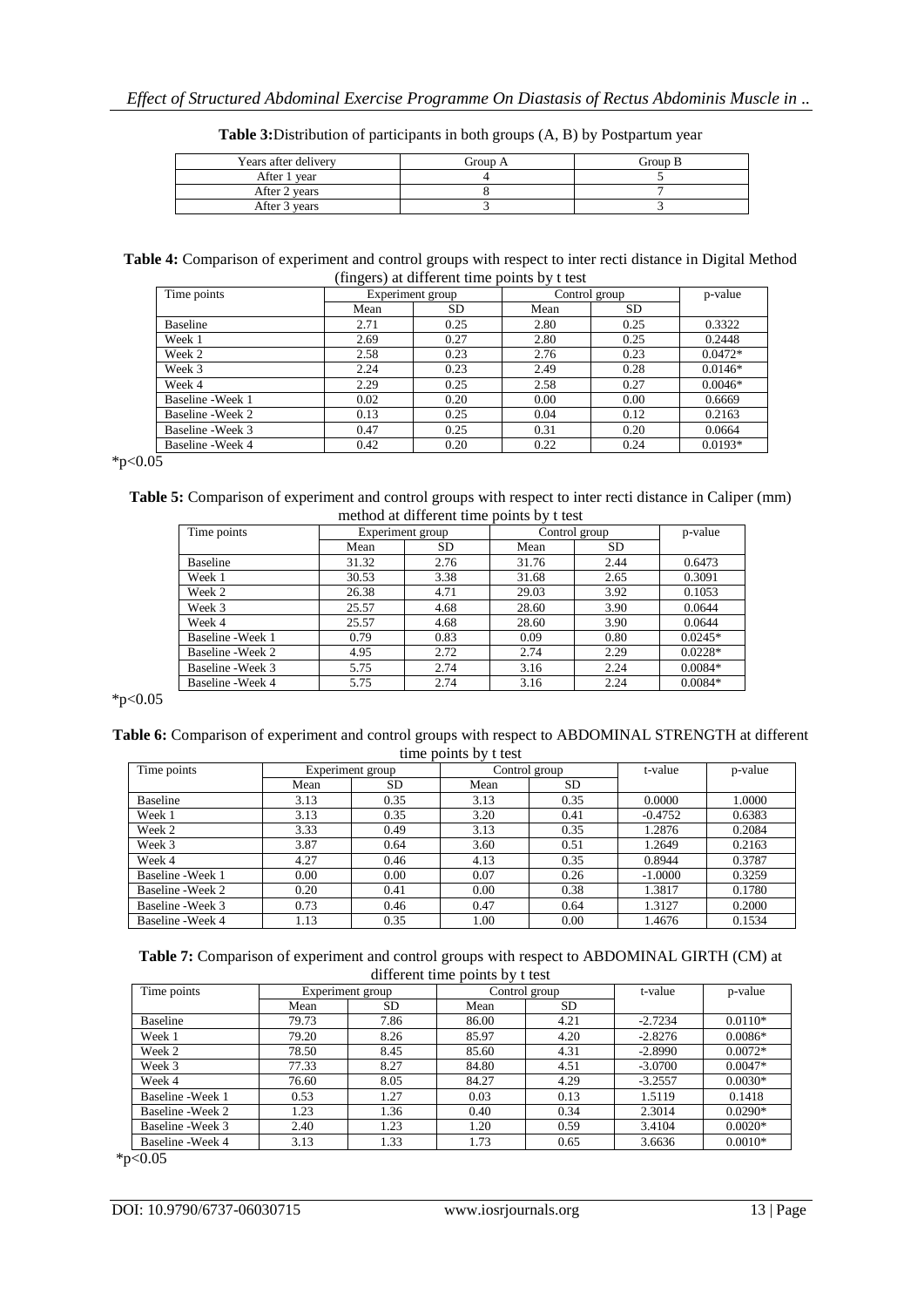**Table 3:** Distribution of participants in both groups (A, B) by Postpartum year

| Years after delivery | Group A | Group B |
| --- | --- | --- |
| After 1 year | 4 | 5 |
| After 2 years | 8 | 7 |
| After 3 years | 3 | 3 |

**Table 4:** Comparison of experiment and control groups with respect to inter recti distance in Digital Method (fingers) at different time points by t test

| Time points | Experiment group | | Control group | | p-value |
| --- | --- | --- | --- | --- | --- |
| | Mean | SD | Mean | SD | |
| Baseline | 2.71 | 0.25 | 2.80 | 0.25 | 0.3322 |
| Week 1 | 2.69 | 0.27 | 2.80 | 0.25 | 0.2448 |
| Week 2 | 2.58 | 0.23 | 2.76 | 0.23 | 0.0472* |
| Week 3 | 2.24 | 0.23 | 2.49 | 0.28 | 0.0146* |
| Week 4 | 2.29 | 0.25 | 2.58 | 0.27 | 0.0046* |
| Baseline -Week 1 | 0.02 | 0.20 | 0.00 | 0.00 | 0.6669 |
| Baseline -Week 2 | 0.13 | 0.25 | 0.04 | 0.12 | 0.2163 |
| Baseline -Week 3 | 0.47 | 0.25 | 0.31 | 0.20 | 0.0664 |
| Baseline -Week 4 | 0.42 | 0.20 | 0.22 | 0.24 | 0.0193* |

*p<0.05

**Table 5:** Comparison of experiment and control groups with respect to inter recti distance in Caliper (mm) method at different time points by t test

| Time points | Experiment group | | Control group | | p-value |
| --- | --- | --- | --- | --- | --- |
| | Mean | SD | Mean | SD | |
| Baseline | 31.32 | 2.76 | 31.76 | 2.44 | 0.6473 |
| Week 1 | 30.53 | 3.38 | 31.68 | 2.65 | 0.3091 |
| Week 2 | 26.38 | 4.71 | 29.03 | 3.92 | 0.1053 |
| Week 3 | 25.57 | 4.68 | 28.60 | 3.90 | 0.0644 |
| Week 4 | 25.57 | 4.68 | 28.60 | 3.90 | 0.0644 |
| Baseline -Week 1 | 0.79 | 0.83 | 0.09 | 0.80 | 0.0245* |
| Baseline -Week 2 | 4.95 | 2.72 | 2.74 | 2.29 | 0.0228* |
| Baseline -Week 3 | 5.75 | 2.74 | 3.16 | 2.24 | 0.0084* |
| Baseline -Week 4 | 5.75 | 2.74 | 3.16 | 2.24 | 0.0084* |

*p<0.05

**Table 6:** Comparison of experiment and control groups with respect to ABDOMINAL STRENGTH at different time points by t test

| Time points | Experiment group | | Control group | | t-value | p-value |
| --- | --- | --- | --- | --- | --- | --- |
| | Mean | SD | Mean | SD | | |
| Baseline | 3.13 | 0.35 | 3.13 | 0.35 | 0.0000 | 1.0000 |
| Week 1 | 3.13 | 0.35 | 3.20 | 0.41 | -0.4752 | 0.6383 |
| Week 2 | 3.33 | 0.49 | 3.13 | 0.35 | 1.2876 | 0.2084 |
| Week 3 | 3.87 | 0.64 | 3.60 | 0.51 | 1.2649 | 0.2163 |
| Week 4 | 4.27 | 0.46 | 4.13 | 0.35 | 0.8944 | 0.3787 |
| Baseline -Week 1 | 0.00 | 0.00 | 0.07 | 0.26 | -1.0000 | 0.3259 |
| Baseline -Week 2 | 0.20 | 0.41 | 0.00 | 0.38 | 1.3817 | 0.1780 |
| Baseline -Week 3 | 0.73 | 0.46 | 0.47 | 0.64 | 1.3127 | 0.2000 |
| Baseline -Week 4 | 1.13 | 0.35 | 1.00 | 0.00 | 1.4676 | 0.1534 |

**Table 7:** Comparison of experiment and control groups with respect to ABDOMINAL GIRTH (CM) at different time points by t test

| Time points | Experiment group | | Control group | | t-value | p-value |
| --- | --- | --- | --- | --- | --- | --- |
| | Mean | SD | Mean | SD | | |
| Baseline | 79.73 | 7.86 | 86.00 | 4.21 | -2.7234 | 0.0110* |
| Week 1 | 79.20 | 8.26 | 85.97 | 4.20 | -2.8276 | 0.0086* |
| Week 2 | 78.50 | 8.45 | 85.60 | 4.31 | -2.8990 | 0.0072* |
| Week 3 | 77.33 | 8.27 | 84.80 | 4.51 | -3.0700 | 0.0047* |
| Week 4 | 76.60 | 8.05 | 84.27 | 4.29 | -3.2557 | 0.0030* |
| Baseline -Week 1 | 0.53 | 1.27 | 0.03 | 0.13 | 1.5119 | 0.1418 |
| Baseline -Week 2 | 1.23 | 1.36 | 0.40 | 0.34 | 2.3014 | 0.0290* |
| Baseline -Week 3 | 2.40 | 1.23 | 1.20 | 0.59 | 3.4104 | 0.0020* |
| Baseline -Week 4 | 3.13 | 1.33 | 1.73 | 0.65 | 3.6636 | 0.0010* |

*p<0.05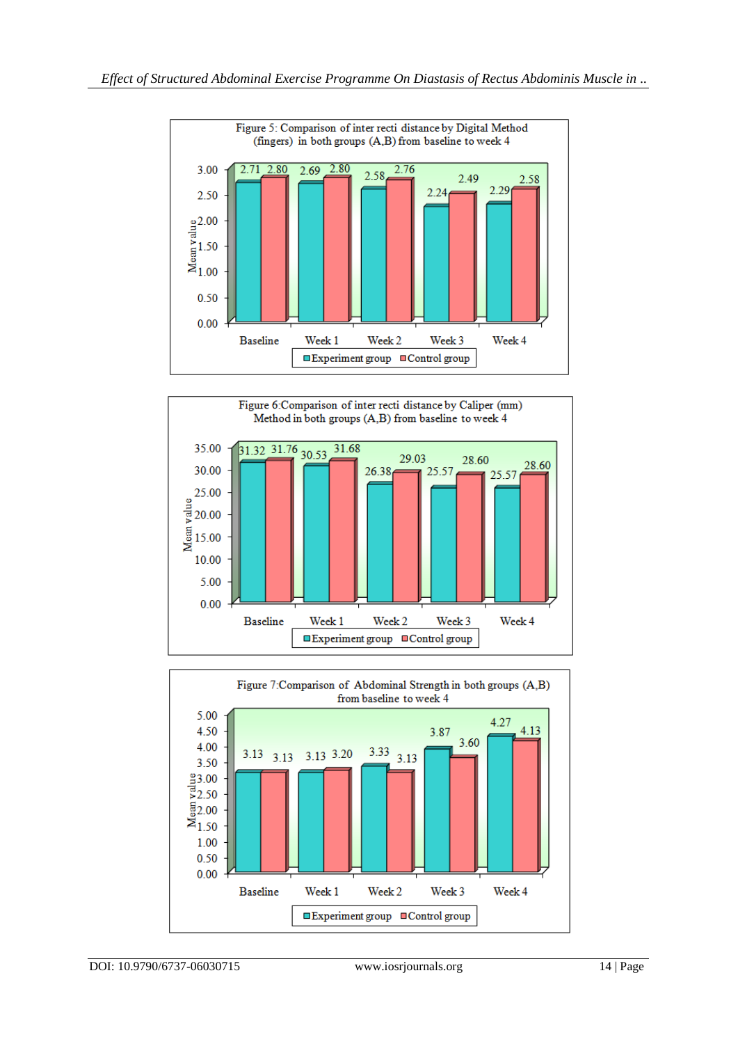**Figure 5: Comparison of inter recti distance by Digital Method (fingers) in both groups (A,B) from baseline to week 4**

| | Baseline | Week 1 | Week 2 | Week 3 | Week 4 |
|---|---|---|---|---|---|
| Experiment group | 2.71 | 2.69 | 2.58 | 2.24 | 2.29 |
| Control group | 2.80 | 2.80 | 2.76 | 2.49 | 2.58 |

**Figure 6: Comparison of inter recti distance by Caliper (mm) Method in both groups (A,B) from baseline to week 4**

| | Baseline | Week 1 | Week 2 | Week 3 | Week 4 |
|---|---|---|---|---|---|
| Experiment group | 31.32 | 30.53 | 26.38 | 25.57 | 25.57 |
| Control group | 31.76 | 31.68 | 29.03 | 28.60 | 28.60 |

**Figure 7: Comparison of Abdominal Strength in both groups (A,B) from baseline to week 4**

| | Baseline | Week 1 | Week 2 | Week 3 | Week 4 |
|---|---|---|---|---|---|
| Experiment group | 3.13 | 3.13 | 3.33 | 3.87 | 4.27 |
| Control group | 3.13 | 3.20 | 3.13 | 3.60 | 4.13 |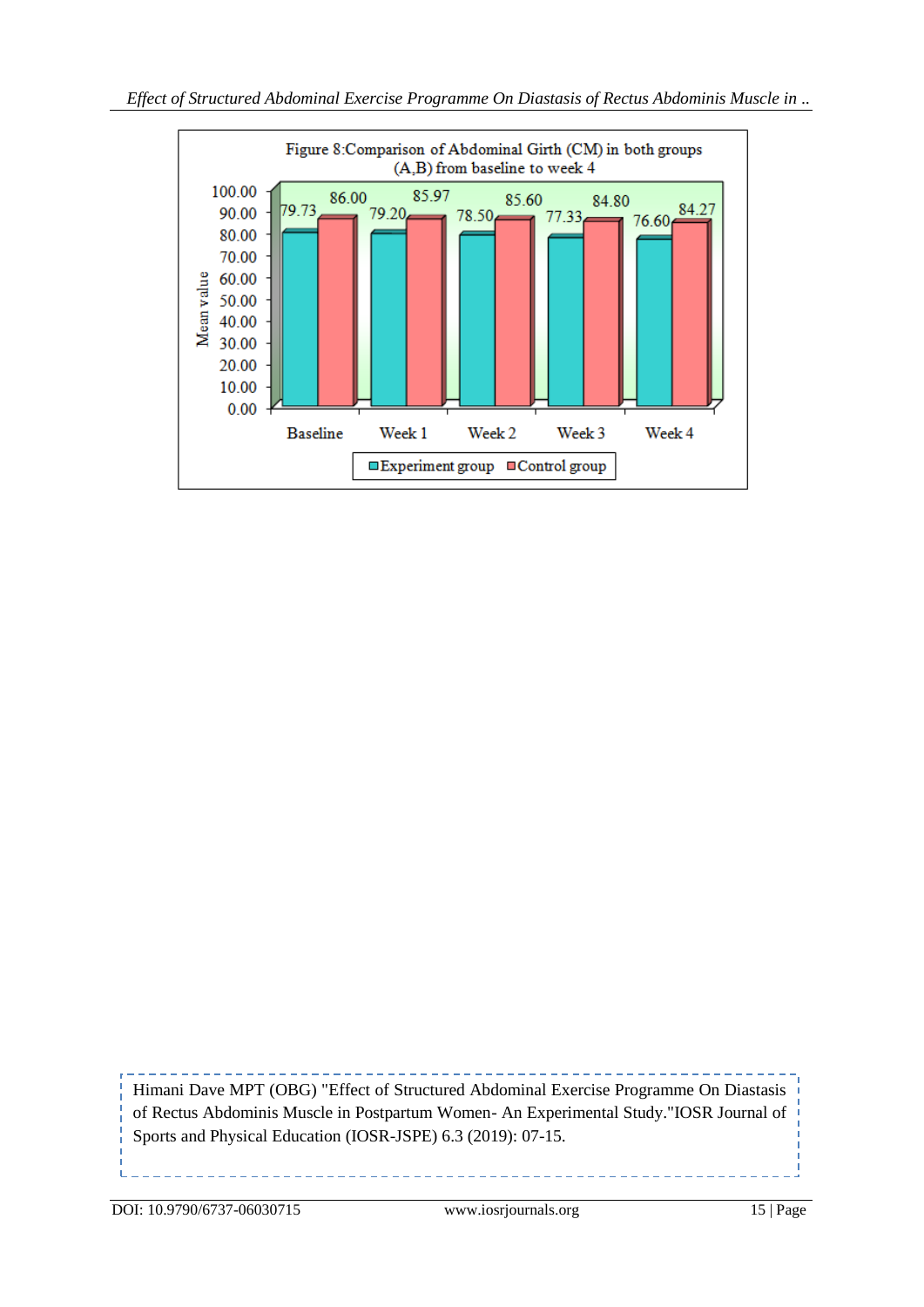Figure 8:Comparison of Abdominal Girth (CM) in both groups (A,B) from baseline to week 4

Mean value

100.00
90.00
80.00
70.00
60.00
50.00
40.00
30.00
20.00
10.00
0.00

79.73 86.00
79.20 85.97
78.50 85.60
77.33 84.80
76.60 84.27

Baseline
Week 1
Week 2
Week 3
Week 4

Experiment group
Control group

Himani Dave MPT (OBG) "Effect of Structured Abdominal Exercise Programme On Diastasis of Rectus Abdominis Muscle in Postpartum Women- An Experimental Study."IOSR Journal of Sports and Physical Education (IOSR-JSPE) 6.3 (2019): 07-15.